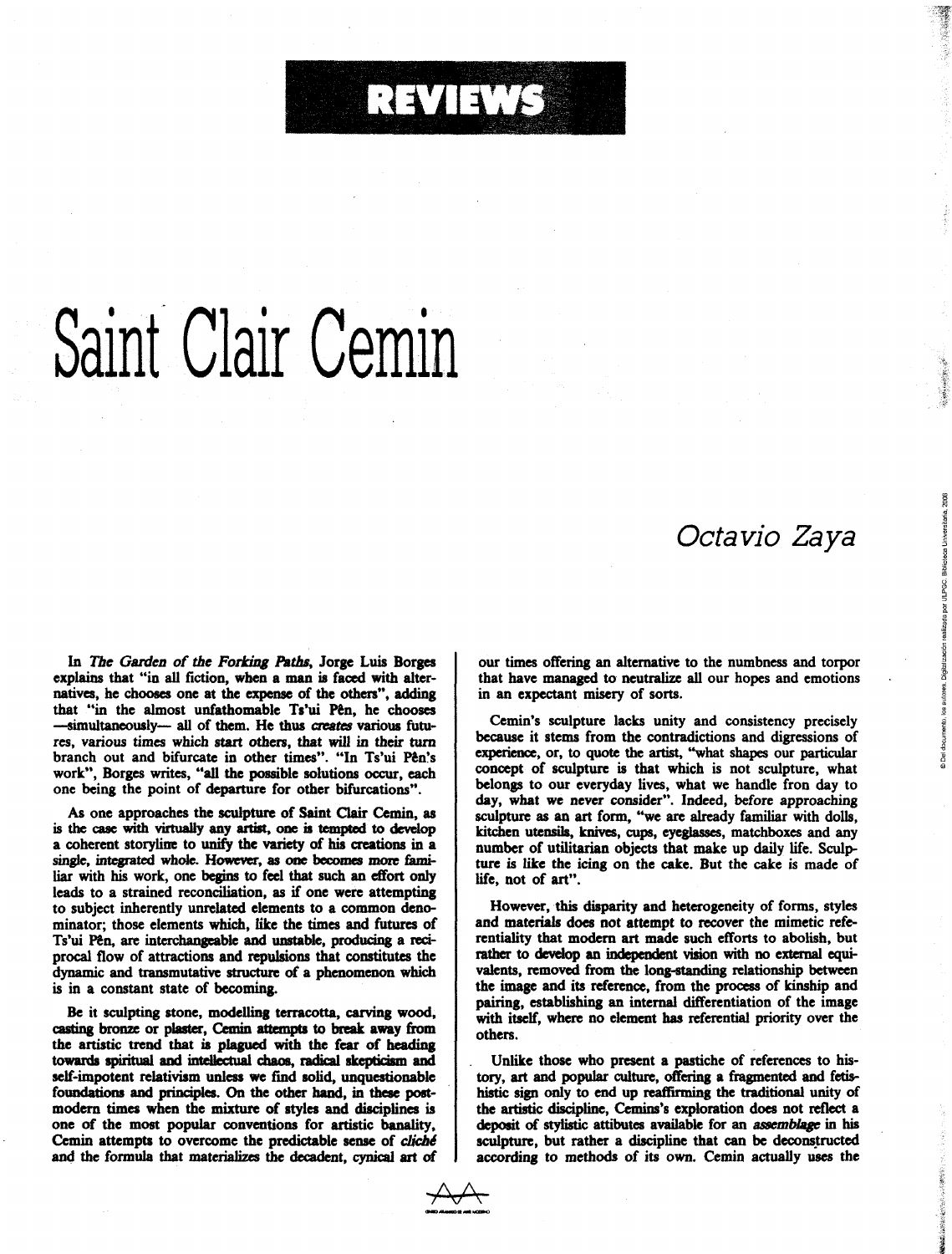REVIEWS

# Saint Clair Cemin

*Octavio Zaya*

In *The Garden of the Forking Paths*, Jorge Luis Borges explains that "in all fiction, when a man is faced with alternatives, he chooses one at the expense of the others", adding that "in the almost unfathomable Ts'ui Pên, he chooses —simultaneously— all of them. He thus *creates* various futures, various times which start others, that will in their turn branch out and bifurcate in other times". "In Ts'ui Pên's work", Borges writes, "all the possible solutions occur, each one being the point of departure for other bifurcations".

As one approaches the sculpture of Saint Clair Cemin, as is the case with virtually any artist, one is tempted to develop a coherent storyline to unify the variety of his creations in a single, integrated whole. However, as one becomes more familiar with his work, one begins to feel that such an effort only leads to a strained reconciliation, as if one were attempting to subject inherently unrelated elements to a common denominator; those elements which, like the times and futures of Ts'ui Pên, are interchangeable and unstable, producing a reciprocal flow of attractions and repulsions that constitutes the dynamic and transmutative structure of a phenomenon which is in a constant state of becoming.

Be it sculpting stone, modelling terracotta, carving wood, casting bronze or plaster, Cemin attempts to break away from the artistic trend that is plagued with the fear of heading towards spiritual and intellectual chaos, radical skepticism and self-impotent relativism unless we find solid, unquestionable foundations and principles. On the other hand, in these postmodern times when the mixture of styles and disciplines is one of the most popular conventions for artistic banality, Cemin attempts to overcome the predictable sense of *cliché* and the formula that materializes the decadent, cynical art of our times offering an alternative to the numbness and torpor that have managed to neutralize all our hopes and emotions in an expectant misery of sorts.

Cemin's sculpture lacks unity and consistency precisely because it stems from the contradictions and digressions of experience, or, to quote the artist, "what shapes our particular concept of sculpture is that which is not sculpture, what belongs to our everyday lives, what we handle fron day to day, what we never consider". Indeed, before approaching sculpture as an art form, "we are already familiar with dolls, kitchen utensils, knives, cups, eyeglasses, matchboxes and any number of utilitarian objects that make up daily life. Sculpture is like the icing on the cake. But the cake is made of life, not of art".

However, this disparity and heterogeneity of forms, styles and materials does not attempt to recover the mimetic referentiality that modern art made such efforts to abolish, but rather to develop an independent vision with no external equivalents, removed from the long-standing relationship between the image and its reference, from the process of kinship and pairing, establishing an internal differentiation of the image with itself, where no element has referential priority over the others.

Unlike those who present a pastiche of references to history, art and popular culture, offering a fragmented and fetishistic sign only to end up reaffirming the traditional unity of the artistic discipline, Cemins's exploration does not reflect a deposit of stylistic attibutes available for an *assemblage* in his sculpture, but rather a discipline that can be deconstructed according to methods of its own. Cemin actually uses the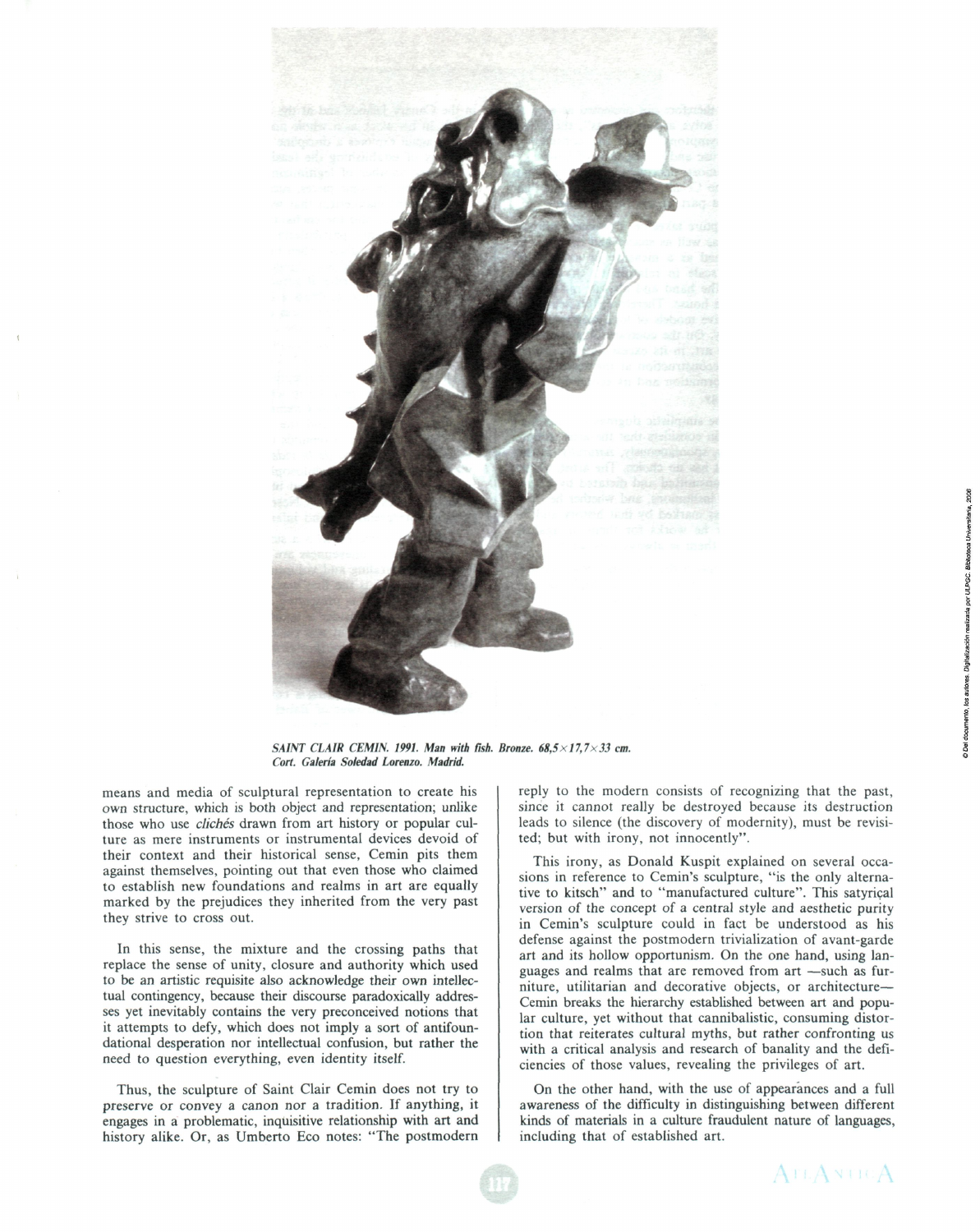*SAINT CLAIR CEMIN. 1991. Man with fish. Bronze. 68,5×17,7×33 cm.*
*Cort. Galería Soledad Lorenzo. Madrid.*

means and media of sculptural representation to create his own structure, which is both object and representation; unlike those who use *clichés* drawn from art history or popular culture as mere instruments or instrumental devices devoid of their context and their historical sense, Cemin pits them against themselves, pointing out that even those who claimed to establish new foundations and realms in art are equally marked by the prejudices they inherited from the very past they strive to cross out.

In this sense, the mixture and the crossing paths that replace the sense of unity, closure and authority which used to be an artistic requisite also acknowledge their own intellectual contingency, because their discourse paradoxically addresses yet inevitably contains the very preconceived notions that it attempts to defy, which does not imply a sort of antifoundational desperation nor intellectual confusion, but rather the need to question everything, even identity itself.

Thus, the sculpture of Saint Clair Cemin does not try to preserve or convey a canon nor a tradition. If anything, it engages in a problematic, inquisitive relationship with art and history alike. Or, as Umberto Eco notes: "The postmodern reply to the modern consists of recognizing that the past, since it cannot really be destroyed because its destruction leads to silence (the discovery of modernity), must be revisited; but with irony, not innocently".

This irony, as Donald Kuspit explained on several occasions in reference to Cemin's sculpture, "is the only alternative to kitsch" and to "manufactured culture". This satyrical version of the concept of a central style and aesthetic purity in Cemin's sculpture could in fact be understood as his defense against the postmodern trivialization of avant-garde art and its hollow opportunism. On the one hand, using languages and realms that are removed from art —such as furniture, utilitarian and decorative objects, or architecture— Cemin breaks the hierarchy established between art and popular culture, yet without that cannibalistic, consuming distortion that reiterates cultural myths, but rather confronting us with a critical analysis and research of banality and the deficiencies of those values, revealing the privileges of art.

On the other hand, with the use of appearances and a full awareness of the difficulty in distinguishing between different kinds of materials in a culture fraudulent nature of languages, including that of established art.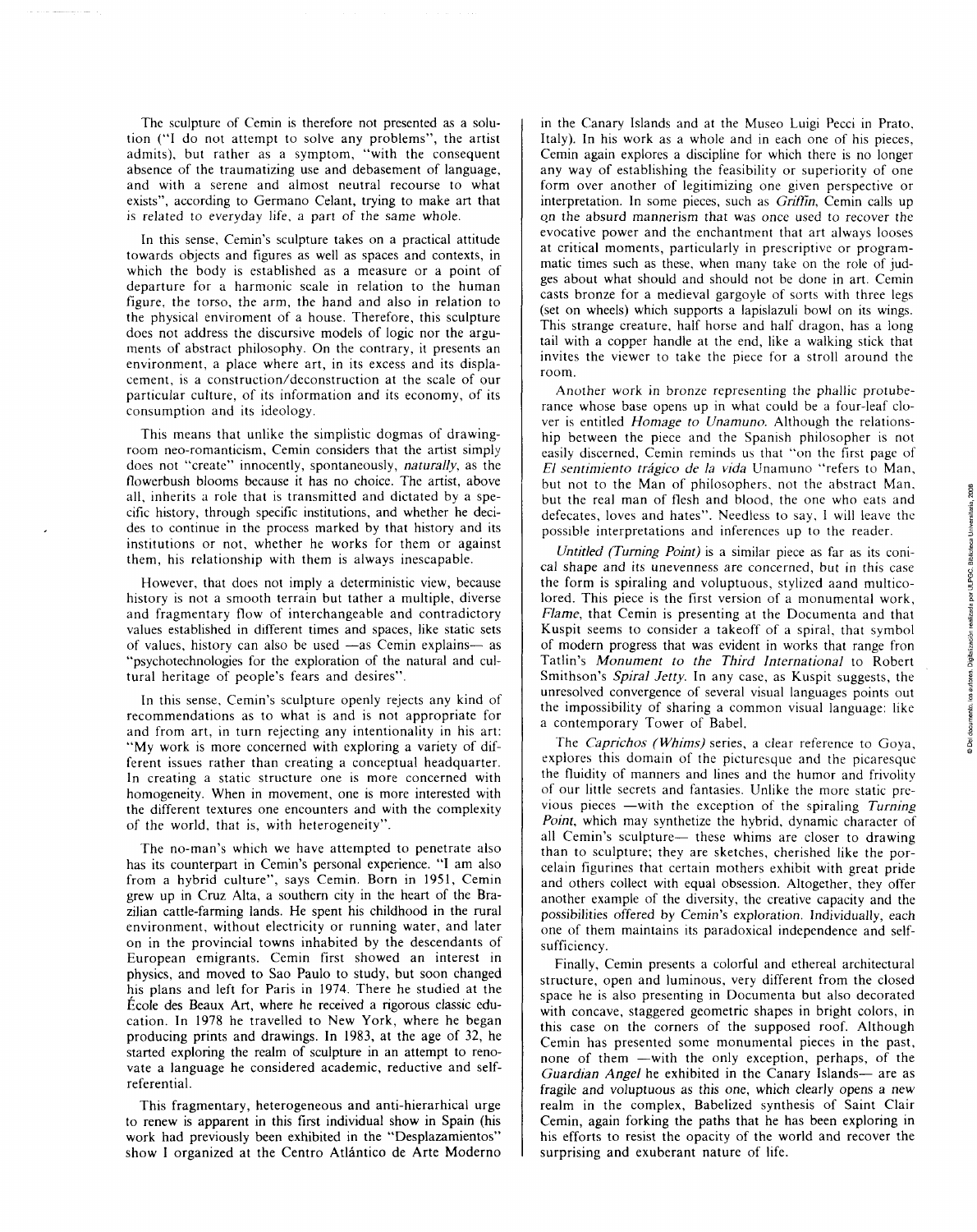The sculpture of Cemin is therefore not presented as a solution ("I do not attempt to solve any problems", the artist admits), but rather as a symptom, "with the consequent absence of the traumatizing use and debasement of language, and with a serene and almost neutral recourse to what exists", according to Germano Celant, trying to make art that is related to everyday life, a part of the same whole.

In this sense, Cemin's sculpture takes on a practical attitude towards objects and figures as well as spaces and contexts, in which the body is established as a measure or a point of departure for a harmonic scale in relation to the human figure, the torso, the arm, the hand and also in relation to the physical enviroment of a house. Therefore, this sculpture does not address the discursive models of logic nor the arguments of abstract philosophy. On the contrary, it presents an environment, a place where art, in its excess and its displacement, is a construction/deconstruction at the scale of our particular culture, of its information and its economy, of its consumption and its ideology.

This means that unlike the simplistic dogmas of drawing-room neo-romanticism, Cemin considers that the artist simply does not "create" innocently, spontaneously, *naturally*, as the flowerbush blooms because it has no choice. The artist, above all, inherits a role that is transmitted and dictated by a specific history, through specific institutions, and whether he decides to continue in the process marked by that history and its institutions or not, whether he works for them or against them, his relationship with them is always inescapable.

However, that does not imply a deterministic view, because history is not a smooth terrain but tather a multiple, diverse and fragmentary flow of interchangeable and contradictory values established in different times and spaces, like static sets of values, history can also be used —as Cemin explains— as "psychotechnologies for the exploration of the natural and cultural heritage of people's fears and desires".

In this sense, Cemin's sculpture openly rejects any kind of recommendations as to what is and is not appropriate for and from art, in turn rejecting any intentionality in his art: "My work is more concerned with exploring a variety of different issues rather than creating a conceptual headquarter. In creating a static structure one is more concerned with homogeneity. When in movement, one is more interested with the different textures one encounters and with the complexity of the world, that is, with heterogeneity".

The no-man's which we have attempted to penetrate also has its counterpart in Cemin's personal experience. "I am also from a hybrid culture", says Cemin. Born in 1951, Cemin grew up in Cruz Alta, a southern city in the heart of the Brazilian cattle-farming lands. He spent his childhood in the rural environment, without electricity or running water, and later on in the provincial towns inhabited by the descendants of European emigrants. Cemin first showed an interest in physics, and moved to Sao Paulo to study, but soon changed his plans and left for Paris in 1974. There he studied at the École des Beaux Art, where he received a rigorous classic education. In 1978 he travelled to New York, where he began producing prints and drawings. In 1983, at the age of 32, he started exploring the realm of sculpture in an attempt to renovate a language he considered academic, reductive and self-referential.

This fragmentary, heterogeneous and anti-hierarhical urge to renew is apparent in this first individual show in Spain (his work had previously been exhibited in the "Desplazamientos" show I organized at the Centro Atlántico de Arte Moderno in the Canary Islands and at the Museo Luigi Pecci in Prato, Italy). In his work as a whole and in each one of his pieces, Cemin again explores a discipline for which there is no longer any way of establishing the feasibility or superiority of one form over another of legitimizing one given perspective or interpretation. In some pieces, such as *Griffin*, Cemin calls up on the absurd mannerism that was once used to recover the evocative power and the enchantment that art always looses at critical moments, particularly in prescriptive or programmatic times such as these, when many take on the role of judges about what should and should not be done in art. Cemin casts bronze for a medieval gargoyle of sorts with three legs (set on wheels) which supports a lapislazuli bowl on its wings. This strange creature, half horse and half dragon, has a long tail with a copper handle at the end, like a walking stick that invites the viewer to take the piece for a stroll around the room.

Another work in bronze representing the phallic protuberance whose base opens up in what could be a four-leaf clover is entitled *Homage to Unamuno*. Although the relationship between the piece and the Spanish philosopher is not easily discerned, Cemin reminds us that "on the first page of *El sentimiento trágico de la vida* Unamuno "refers to Man, but not to the Man of philosophers, not the abstract Man, but the real man of flesh and blood, the one who eats and defecates, loves and hates". Needless to say, I will leave the possible interpretations and inferences up to the reader.

*Untitled (Turning Point)* is a similar piece as far as its conical shape and its unevenness are concerned, but in this case the form is spiraling and voluptuous, stylized aand multicolored. This piece is the first version of a monumental work, *Flame*, that Cemin is presenting at the Documenta and that Kuspit seems to consider a takeoff of a spiral, that symbol of modern progress that was evident in works that range fron Tatlin's *Monument to the Third International* to Robert Smithson's *Spiral Jetty*. In any case, as Kuspit suggests, the unresolved convergence of several visual languages points out the impossibility of sharing a common visual language: like a contemporary Tower of Babel.

The *Caprichos (Whims)* series, a clear reference to Goya, explores this domain of the picturesque and the picaresque the fluidity of manners and lines and the humor and frivolity of our little secrets and fantasies. Unlike the more static previous pieces —with the exception of the spiraling *Turning Point*, which may synthetize the hybrid, dynamic character of all Cemin's sculpture— these whims are closer to drawing than to sculpture; they are sketches, cherished like the porcelain figurines that certain mothers exhibit with great pride and others collect with equal obsession. Altogether, they offer another example of the diversity, the creative capacity and the possibilities offered by Cemin's exploration. Individually, each one of them maintains its paradoxical independence and self-sufficiency.

Finally, Cemin presents a colorful and ethereal architectural structure, open and luminous, very different from the closed space he is also presenting in Documenta but also decorated with concave, staggered geometric shapes in bright colors, in this case on the corners of the supposed roof. Although Cemin has presented some monumental pieces in the past, none of them —with the only exception, perhaps, of the *Guardian Angel* he exhibited in the Canary Islands— are as fragile and voluptuous as this one, which clearly opens a new realm in the complex, Babelized synthesis of Saint Clair Cemin, again forking the paths that he has been exploring in his efforts to resist the opacity of the world and recover the surprising and exuberant nature of life.